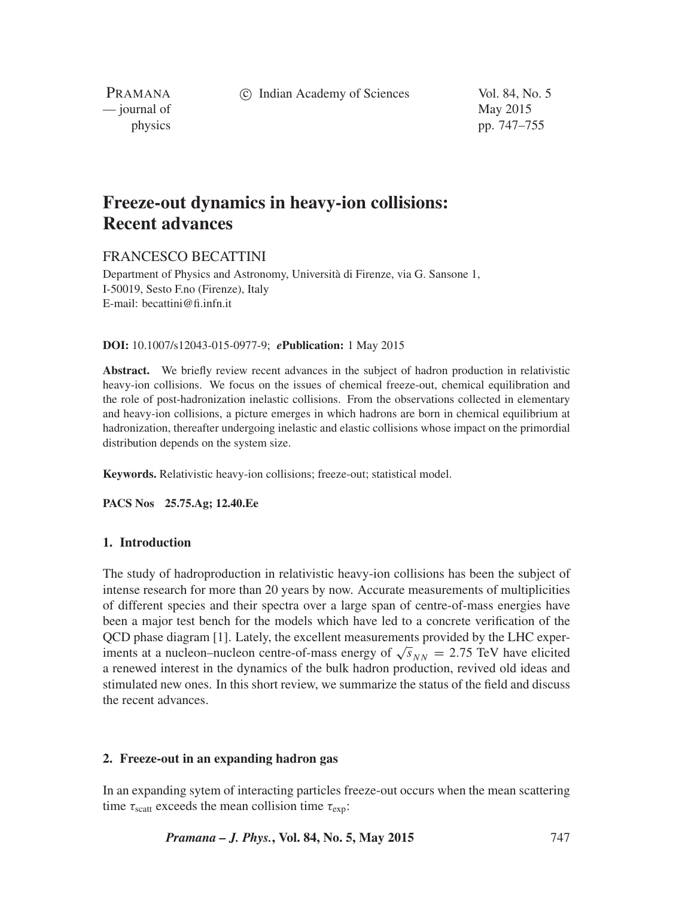# Freeze-out dynamics in heavy-ion collisions: Recent advances

FRANCESCO BECATTINI

Department of Physics and Astronomy, Università di Firenze, via G. Sansone 1, I-50019, Sesto F.no (Firenze), Italy
E-mail: becattini@fi.infn.it

**DOI:** 10.1007/s12043-015-0977-9; ***e*****Publication:** 1 May 2015

**Abstract.** We briefly review recent advances in the subject of hadron production in relativistic heavy-ion collisions. We focus on the issues of chemical freeze-out, chemical equilibration and the role of post-hadronization inelastic collisions. From the observations collected in elementary and heavy-ion collisions, a picture emerges in which hadrons are born in chemical equilibrium at hadronization, thereafter undergoing inelastic and elastic collisions whose impact on the primordial distribution depends on the system size.

**Keywords.** Relativistic heavy-ion collisions; freeze-out; statistical model.

**PACS Nos** 25.75.Ag; 12.40.Ee

## 1. Introduction

The study of hadroproduction in relativistic heavy-ion collisions has been the subject of intense research for more than 20 years by now. Accurate measurements of multiplicities of different species and their spectra over a large span of centre-of-mass energies have been a major test bench for the models which have led to a concrete verification of the QCD phase diagram [1]. Lately, the excellent measurements provided by the LHC experiments at a nucleon–nucleon centre-of-mass energy of $\sqrt{s}_{NN} = 2.75$ TeV have elicited a renewed interest in the dynamics of the bulk hadron production, revived old ideas and stimulated new ones. In this short review, we summarize the status of the field and discuss the recent advances.

## 2. Freeze-out in an expanding hadron gas

In an expanding sytem of interacting particles freeze-out occurs when the mean scattering time $\tau_{\text{scatt}}$ exceeds the mean collision time $\tau_{\text{exp}}$: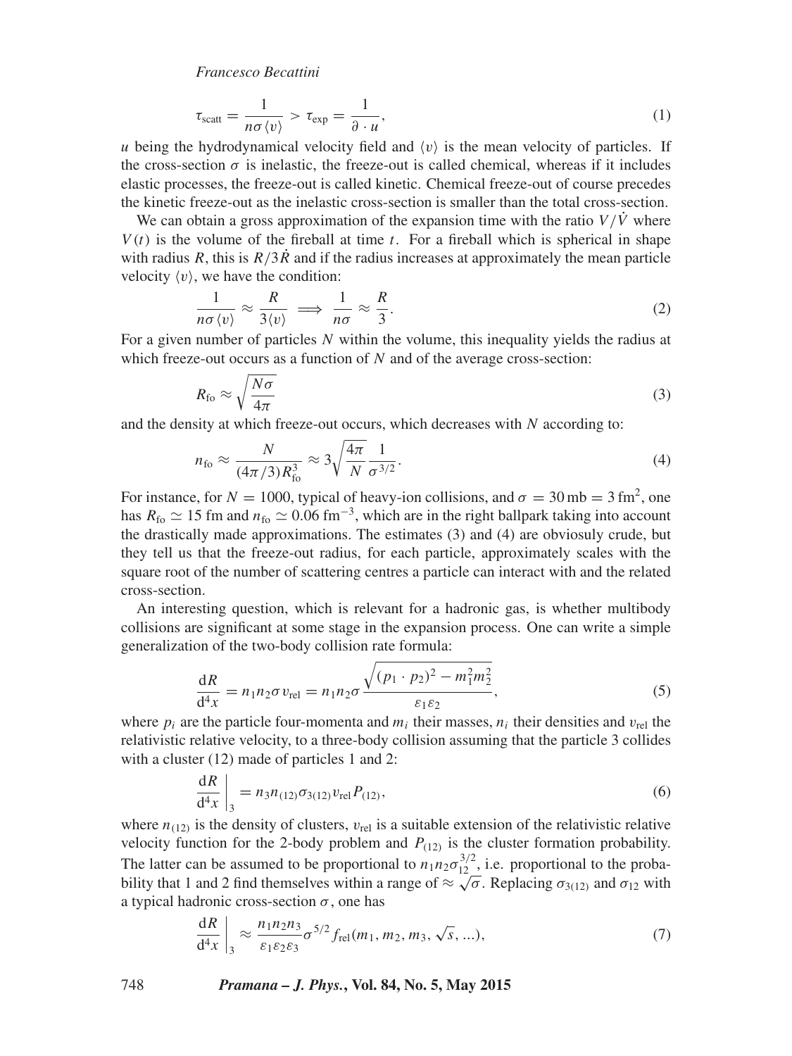$$\tau_{\text{scatt}} = \frac{1}{n\sigma\langle v\rangle} > \tau_{\text{exp}} = \frac{1}{\partial \cdot u}, \tag{1}$$

$u$ being the hydrodynamical velocity field and $\langle v\rangle$ is the mean velocity of particles. If the cross-section $\sigma$ is inelastic, the freeze-out is called chemical, whereas if it includes elastic processes, the freeze-out is called kinetic. Chemical freeze-out of course precedes the kinetic freeze-out as the inelastic cross-section is smaller than the total cross-section.

We can obtain a gross approximation of the expansion time with the ratio $V/\dot{V}$ where $V(t)$ is the volume of the fireball at time $t$. For a fireball which is spherical in shape with radius $R$, this is $R/3\dot{R}$ and if the radius increases at approximately the mean particle velocity $\langle v\rangle$, we have the condition:

$$\frac{1}{n\sigma\langle v\rangle} \approx \frac{R}{3\langle v\rangle} \implies \frac{1}{n\sigma} \approx \frac{R}{3}. \tag{2}$$

For a given number of particles $N$ within the volume, this inequality yields the radius at which freeze-out occurs as a function of $N$ and of the average cross-section:

$$R_{\text{fo}} \approx \sqrt{\frac{N\sigma}{4\pi}} \tag{3}$$

and the density at which freeze-out occurs, which decreases with $N$ according to:

$$n_{\text{fo}} \approx \frac{N}{(4\pi/3)R_{\text{fo}}^3} \approx 3\sqrt{\frac{4\pi}{N}}\frac{1}{\sigma^{3/2}}. \tag{4}$$

For instance, for $N = 1000$, typical of heavy-ion collisions, and $\sigma = 30\,\text{mb} = 3\,\text{fm}^2$, one has $R_{\text{fo}} \simeq 15$ fm and $n_{\text{fo}} \simeq 0.06\,\text{fm}^{-3}$, which are in the right ballpark taking into account the drastically made approximations. The estimates (3) and (4) are obviosuly crude, but they tell us that the freeze-out radius, for each particle, approximately scales with the square root of the number of scattering centres a particle can interact with and the related cross-section.

An interesting question, which is relevant for a hadronic gas, is whether multibody collisions are significant at some stage in the expansion process. One can write a simple generalization of the two-body collision rate formula:

$$\frac{\mathrm{d}R}{\mathrm{d}^4x} = n_1 n_2 \sigma v_{\text{rel}} = n_1 n_2 \sigma \frac{\sqrt{(p_1 \cdot p_2)^2 - m_1^2 m_2^2}}{\varepsilon_1 \varepsilon_2}, \tag{5}$$

where $p_i$ are the particle four-momenta and $m_i$ their masses, $n_i$ their densities and $v_{\text{rel}}$ the relativistic relative velocity, to a three-body collision assuming that the particle 3 collides with a cluster (12) made of particles 1 and 2:

$$\left.\frac{\mathrm{d}R}{\mathrm{d}^4x}\right|_3 = n_3 n_{(12)} \sigma_{3(12)} v_{\text{rel}} P_{(12)}, \tag{6}$$

where $n_{(12)}$ is the density of clusters, $v_{\text{rel}}$ is a suitable extension of the relativistic relative velocity function for the 2-body problem and $P_{(12)}$ is the cluster formation probability. The latter can be assumed to be proportional to $n_1 n_2 \sigma_{12}^{3/2}$, i.e. proportional to the probability that 1 and 2 find themselves within a range of $\approx \sqrt{\sigma}$. Replacing $\sigma_{3(12)}$ and $\sigma_{12}$ with a typical hadronic cross-section $\sigma$, one has

$$\left.\frac{\mathrm{d}R}{\mathrm{d}^4x}\right|_3 \approx \frac{n_1 n_2 n_3}{\varepsilon_1 \varepsilon_2 \varepsilon_3} \sigma^{5/2} f_{\text{rel}}(m_1, m_2, m_3, \sqrt{s}, \ldots), \tag{7}$$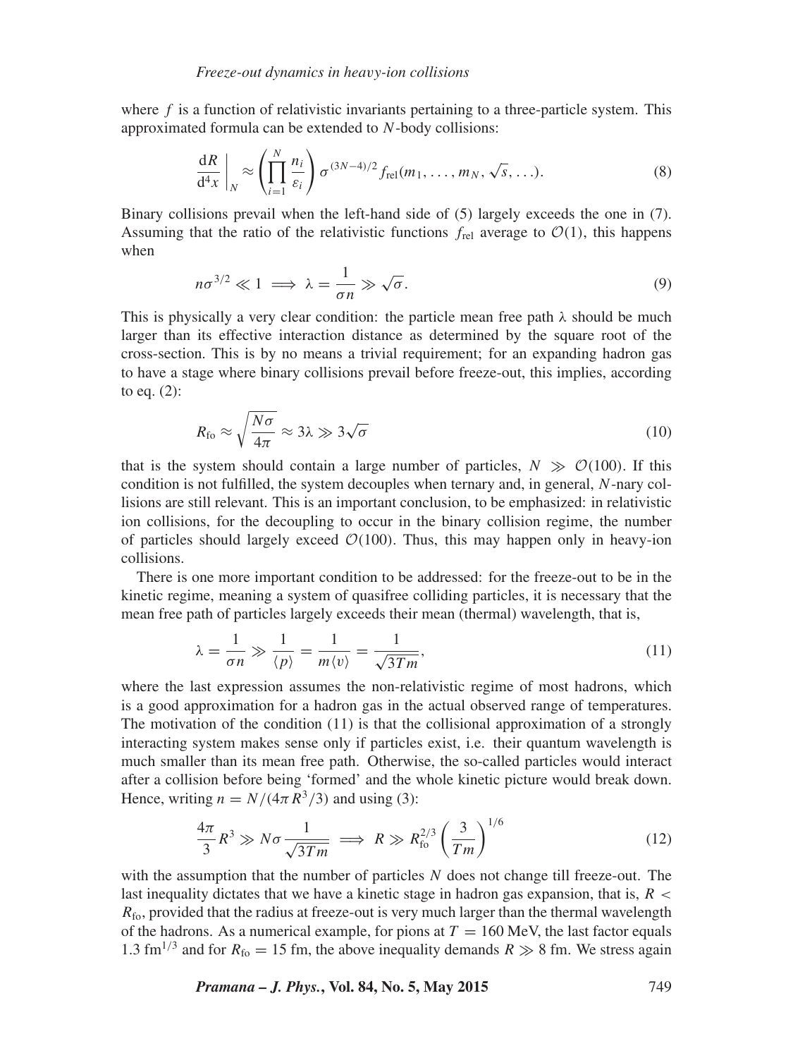where $f$ is a function of relativistic invariants pertaining to a three-particle system. This approximated formula can be extended to $N$-body collisions:

$$\left.\frac{\mathrm{d}R}{\mathrm{d}^4x}\right|_N \approx \left(\prod_{i=1}^{N}\frac{n_i}{\varepsilon_i}\right)\sigma^{(3N-4)/2} f_{\mathrm{rel}}(m_1,\ldots,m_N,\sqrt{s},\ldots). \tag{8}$$

Binary collisions prevail when the left-hand side of (5) largely exceeds the one in (7). Assuming that the ratio of the relativistic functions $f_{\mathrm{rel}}$ average to $\mathcal{O}(1)$, this happens when

$$n\sigma^{3/2} \ll 1 \implies \lambda = \frac{1}{\sigma n} \gg \sqrt{\sigma}. \tag{9}$$

This is physically a very clear condition: the particle mean free path $\lambda$ should be much larger than its effective interaction distance as determined by the square root of the cross-section. This is by no means a trivial requirement; for an expanding hadron gas to have a stage where binary collisions prevail before freeze-out, this implies, according to eq. (2):

$$R_{\mathrm{fo}} \approx \sqrt{\frac{N\sigma}{4\pi}} \approx 3\lambda \gg 3\sqrt{\sigma} \tag{10}$$

that is the system should contain a large number of particles, $N \gg \mathcal{O}(100)$. If this condition is not fulfilled, the system decouples when ternary and, in general, $N$-nary collisions are still relevant. This is an important conclusion, to be emphasized: in relativistic ion collisions, for the decoupling to occur in the binary collision regime, the number of particles should largely exceed $\mathcal{O}(100)$. Thus, this may happen only in heavy-ion collisions.

There is one more important condition to be addressed: for the freeze-out to be in the kinetic regime, meaning a system of quasifree colliding particles, it is necessary that the mean free path of particles largely exceeds their mean (thermal) wavelength, that is,

$$\lambda = \frac{1}{\sigma n} \gg \frac{1}{\langle p\rangle} = \frac{1}{m\langle v\rangle} = \frac{1}{\sqrt{3Tm}}, \tag{11}$$

where the last expression assumes the non-relativistic regime of most hadrons, which is a good approximation for a hadron gas in the actual observed range of temperatures. The motivation of the condition (11) is that the collisional approximation of a strongly interacting system makes sense only if particles exist, i.e. their quantum wavelength is much smaller than its mean free path. Otherwise, the so-called particles would interact after a collision before being 'formed' and the whole kinetic picture would break down. Hence, writing $n = N/(4\pi R^3/3)$ and using (3):

$$\frac{4\pi}{3}R^3 \gg N\sigma\frac{1}{\sqrt{3Tm}} \implies R \gg R_{\mathrm{fo}}^{2/3}\left(\frac{3}{Tm}\right)^{1/6} \tag{12}$$

with the assumption that the number of particles $N$ does not change till freeze-out. The last inequality dictates that we have a kinetic stage in hadron gas expansion, that is, $R < R_{\mathrm{fo}}$, provided that the radius at freeze-out is very much larger than the thermal wavelength of the hadrons. As a numerical example, for pions at $T = 160$ MeV, the last factor equals 1.3 fm$^{1/3}$ and for $R_{\mathrm{fo}} = 15$ fm, the above inequality demands $R \gg 8$ fm. We stress again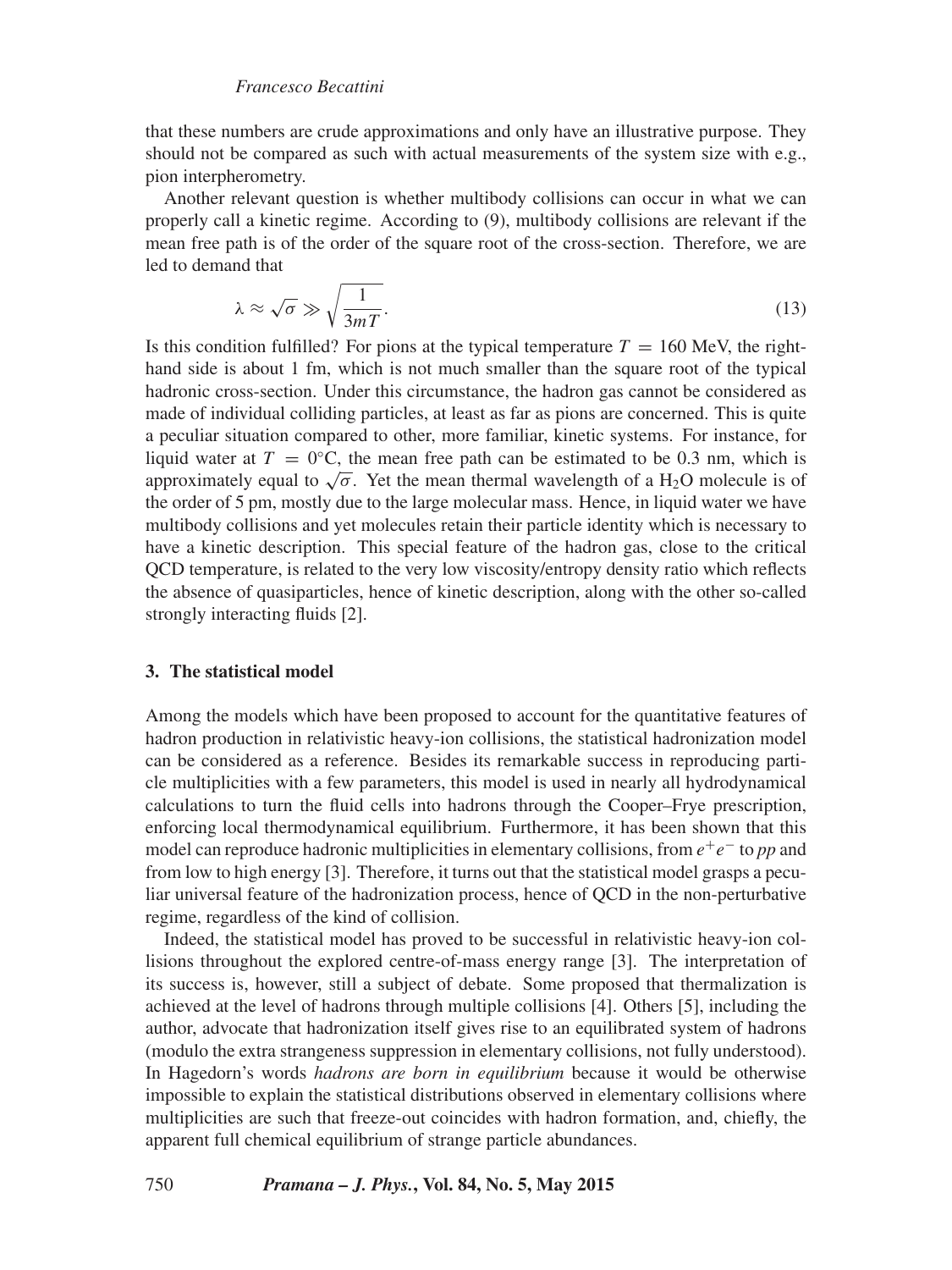that these numbers are crude approximations and only have an illustrative purpose. They should not be compared as such with actual measurements of the system size with e.g., pion interpherometry.

Another relevant question is whether multibody collisions can occur in what we can properly call a kinetic regime. According to (9), multibody collisions are relevant if the mean free path is of the order of the square root of the cross-section. Therefore, we are led to demand that

$$\lambda \approx \sqrt{\sigma} \gg \sqrt{\frac{1}{3mT}}. \tag{13}$$

Is this condition fulfilled? For pions at the typical temperature $T = 160$ MeV, the right-hand side is about 1 fm, which is not much smaller than the square root of the typical hadronic cross-section. Under this circumstance, the hadron gas cannot be considered as made of individual colliding particles, at least as far as pions are concerned. This is quite a peculiar situation compared to other, more familiar, kinetic systems. For instance, for liquid water at $T = 0°$C, the mean free path can be estimated to be 0.3 nm, which is approximately equal to $\sqrt{\sigma}$. Yet the mean thermal wavelength of a $H_2O$ molecule is of the order of 5 pm, mostly due to the large molecular mass. Hence, in liquid water we have multibody collisions and yet molecules retain their particle identity which is necessary to have a kinetic description. This special feature of the hadron gas, close to the critical QCD temperature, is related to the very low viscosity/entropy density ratio which reflects the absence of quasiparticles, hence of kinetic description, along with the other so-called strongly interacting fluids [2].

## 3. The statistical model

Among the models which have been proposed to account for the quantitative features of hadron production in relativistic heavy-ion collisions, the statistical hadronization model can be considered as a reference. Besides its remarkable success in reproducing particle multiplicities with a few parameters, this model is used in nearly all hydrodynamical calculations to turn the fluid cells into hadrons through the Cooper–Frye prescription, enforcing local thermodynamical equilibrium. Furthermore, it has been shown that this model can reproduce hadronic multiplicities in elementary collisions, from $e^+e^-$ to *pp* and from low to high energy [3]. Therefore, it turns out that the statistical model grasps a peculiar universal feature of the hadronization process, hence of QCD in the non-perturbative regime, regardless of the kind of collision.

Indeed, the statistical model has proved to be successful in relativistic heavy-ion collisions throughout the explored centre-of-mass energy range [3]. The interpretation of its success is, however, still a subject of debate. Some proposed that thermalization is achieved at the level of hadrons through multiple collisions [4]. Others [5], including the author, advocate that hadronization itself gives rise to an equilibrated system of hadrons (modulo the extra strangeness suppression in elementary collisions, not fully understood). In Hagedorn's words *hadrons are born in equilibrium* because it would be otherwise impossible to explain the statistical distributions observed in elementary collisions where multiplicities are such that freeze-out coincides with hadron formation, and, chiefly, the apparent full chemical equilibrium of strange particle abundances.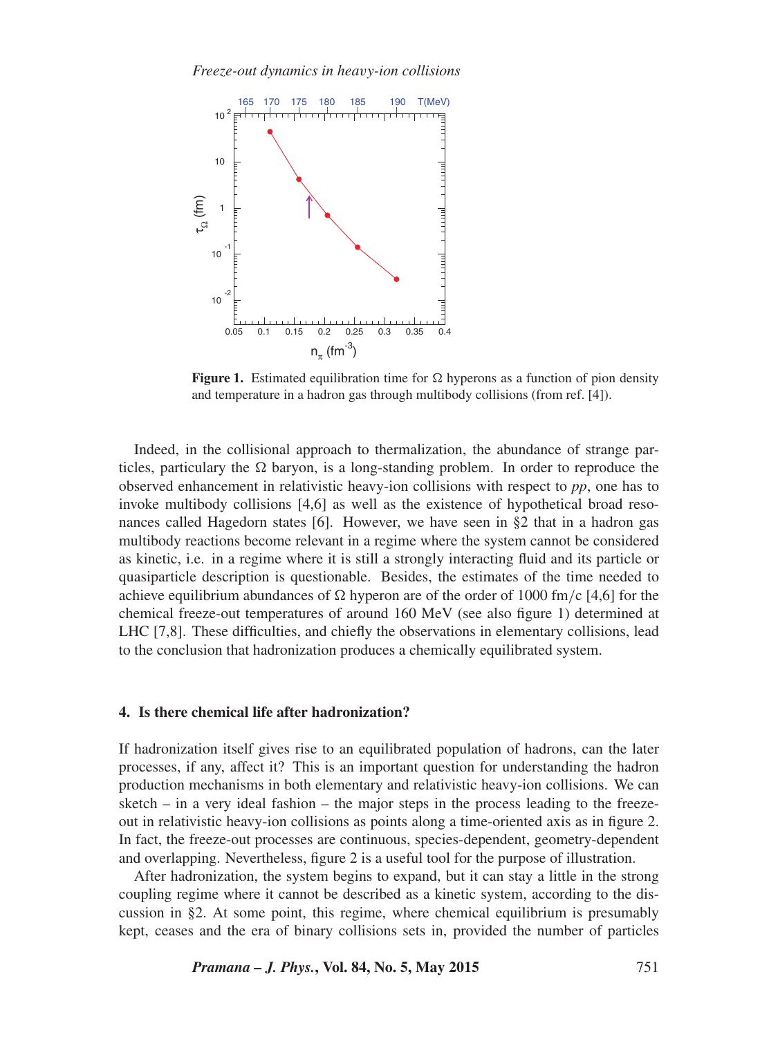**Figure 1.** Estimated equilibration time for Ω hyperons as a function of pion density and temperature in a hadron gas through multibody collisions (from ref. [4]).

Indeed, in the collisional approach to thermalization, the abundance of strange particles, particulary the Ω baryon, is a long-standing problem. In order to reproduce the observed enhancement in relativistic heavy-ion collisions with respect to *pp*, one has to invoke multibody collisions [4,6] as well as the existence of hypothetical broad resonances called Hagedorn states [6]. However, we have seen in §2 that in a hadron gas multibody reactions become relevant in a regime where the system cannot be considered as kinetic, i.e. in a regime where it is still a strongly interacting fluid and its particle or quasiparticle description is questionable. Besides, the estimates of the time needed to achieve equilibrium abundances of Ω hyperon are of the order of 1000 fm/c [4,6] for the chemical freeze-out temperatures of around 160 MeV (see also figure 1) determined at LHC [7,8]. These difficulties, and chiefly the observations in elementary collisions, lead to the conclusion that hadronization produces a chemically equilibrated system.

## 4. Is there chemical life after hadronization?

If hadronization itself gives rise to an equilibrated population of hadrons, can the later processes, if any, affect it? This is an important question for understanding the hadron production mechanisms in both elementary and relativistic heavy-ion collisions. We can sketch – in a very ideal fashion – the major steps in the process leading to the freeze-out in relativistic heavy-ion collisions as points along a time-oriented axis as in figure 2. In fact, the freeze-out processes are continuous, species-dependent, geometry-dependent and overlapping. Nevertheless, figure 2 is a useful tool for the purpose of illustration.

After hadronization, the system begins to expand, but it can stay a little in the strong coupling regime where it cannot be described as a kinetic system, according to the discussion in §2. At some point, this regime, where chemical equilibrium is presumably kept, ceases and the era of binary collisions sets in, provided the number of particles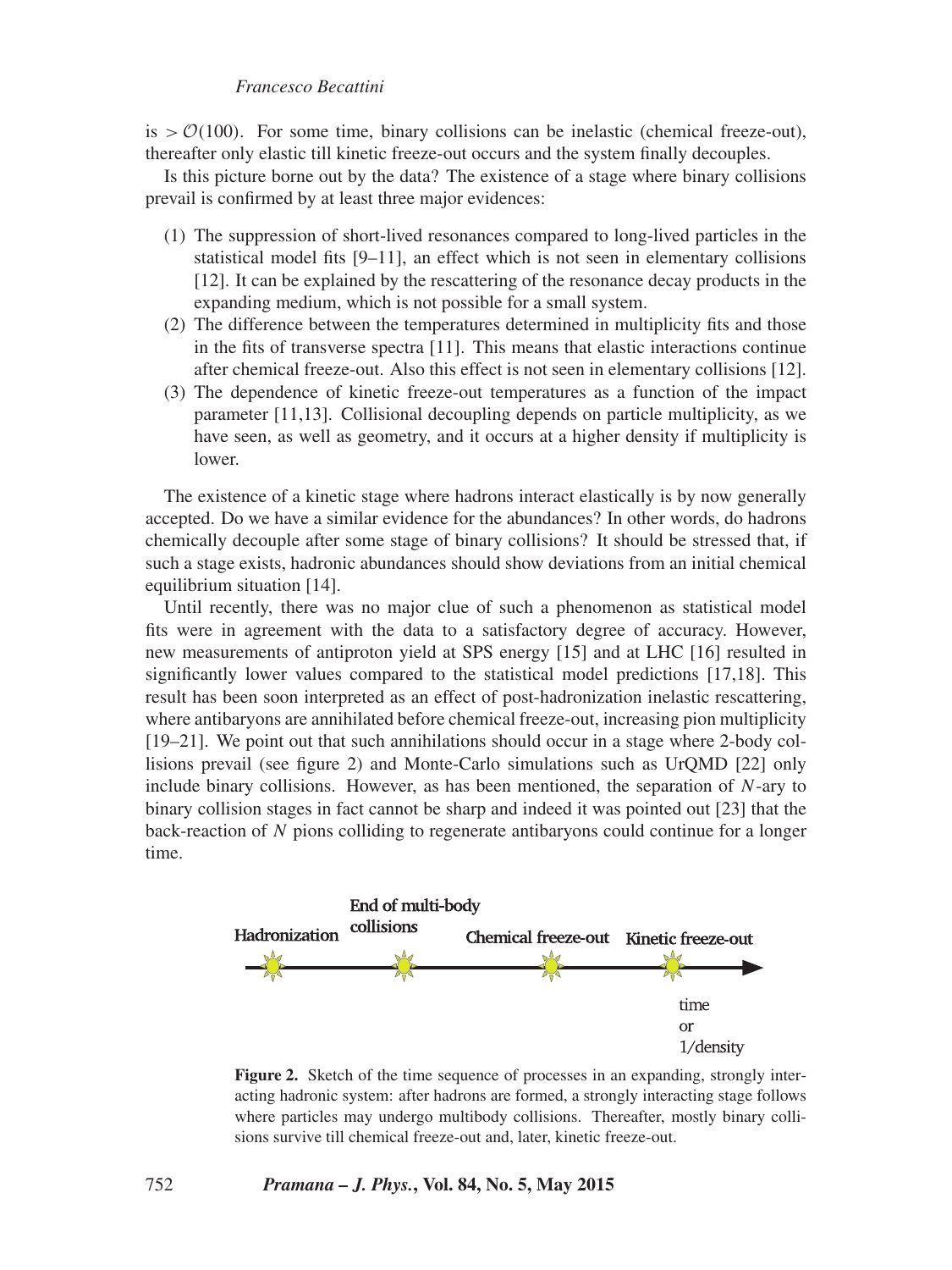is $> \mathcal{O}(100)$. For some time, binary collisions can be inelastic (chemical freeze-out), thereafter only elastic till kinetic freeze-out occurs and the system finally decouples.

Is this picture borne out by the data? The existence of a stage where binary collisions prevail is confirmed by at least three major evidences:

(1) The suppression of short-lived resonances compared to long-lived particles in the statistical model fits [9–11], an effect which is not seen in elementary collisions [12]. It can be explained by the rescattering of the resonance decay products in the expanding medium, which is not possible for a small system.
(2) The difference between the temperatures determined in multiplicity fits and those in the fits of transverse spectra [11]. This means that elastic interactions continue after chemical freeze-out. Also this effect is not seen in elementary collisions [12].
(3) The dependence of kinetic freeze-out temperatures as a function of the impact parameter [11,13]. Collisional decoupling depends on particle multiplicity, as we have seen, as well as geometry, and it occurs at a higher density if multiplicity is lower.

The existence of a kinetic stage where hadrons interact elastically is by now generally accepted. Do we have a similar evidence for the abundances? In other words, do hadrons chemically decouple after some stage of binary collisions? It should be stressed that, if such a stage exists, hadronic abundances should show deviations from an initial chemical equilibrium situation [14].

Until recently, there was no major clue of such a phenomenon as statistical model fits were in agreement with the data to a satisfactory degree of accuracy. However, new measurements of antiproton yield at SPS energy [15] and at LHC [16] resulted in significantly lower values compared to the statistical model predictions [17,18]. This result has been soon interpreted as an effect of post-hadronization inelastic rescattering, where antibaryons are annihilated before chemical freeze-out, increasing pion multiplicity [19–21]. We point out that such annihilations should occur in a stage where 2-body collisions prevail (see figure 2) and Monte-Carlo simulations such as UrQMD [22] only include binary collisions. However, as has been mentioned, the separation of $N$-ary to binary collision stages in fact cannot be sharp and indeed it was pointed out [23] that the back-reaction of $N$ pions colliding to regenerate antibaryons could continue for a longer time.

Hadronization — End of multi-body collisions — Chemical freeze-out — Kinetic freeze-out — time or 1/density

**Figure 2.** Sketch of the time sequence of processes in an expanding, strongly interacting hadronic system: after hadrons are formed, a strongly interacting stage follows where particles may undergo multibody collisions. Thereafter, mostly binary collisions survive till chemical freeze-out and, later, kinetic freeze-out.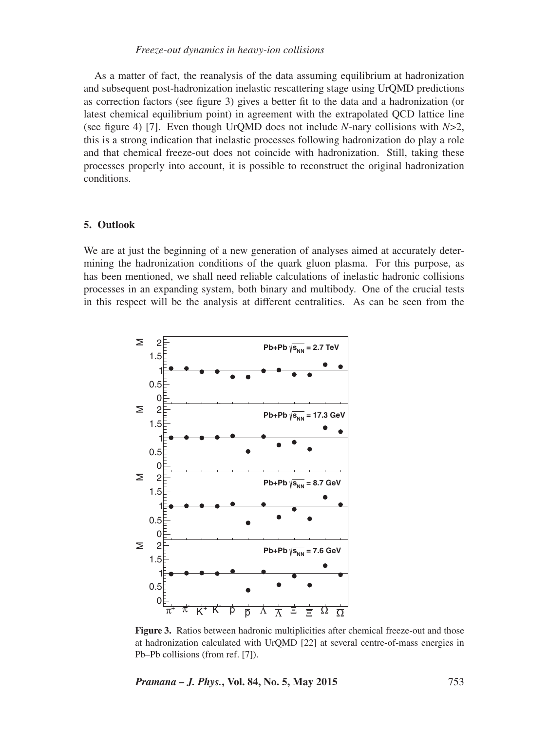As a matter of fact, the reanalysis of the data assuming equilibrium at hadronization and subsequent post-hadronization inelastic rescattering stage using UrQMD predictions as correction factors (see figure 3) gives a better fit to the data and a hadronization (or latest chemical equilibrium point) in agreement with the extrapolated QCD lattice line (see figure 4) [7]. Even though UrQMD does not include $N$-nary collisions with $N>2$, this is a strong indication that inelastic processes following hadronization do play a role and that chemical freeze-out does not coincide with hadronization. Still, taking these processes properly into account, it is possible to reconstruct the original hadronization conditions.

## 5. Outlook

We are at just the beginning of a new generation of analyses aimed at accurately determining the hadronization conditions of the quark gluon plasma. For this purpose, as has been mentioned, we shall need reliable calculations of inelastic hadronic collisions processes in an expanding system, both binary and multibody. One of the crucial tests in this respect will be the analysis at different centralities. As can be seen from the

**Figure 3.** Ratios between hadronic multiplicities after chemical freeze-out and those at hadronization calculated with UrQMD [22] at several centre-of-mass energies in Pb–Pb collisions (from ref. [7]).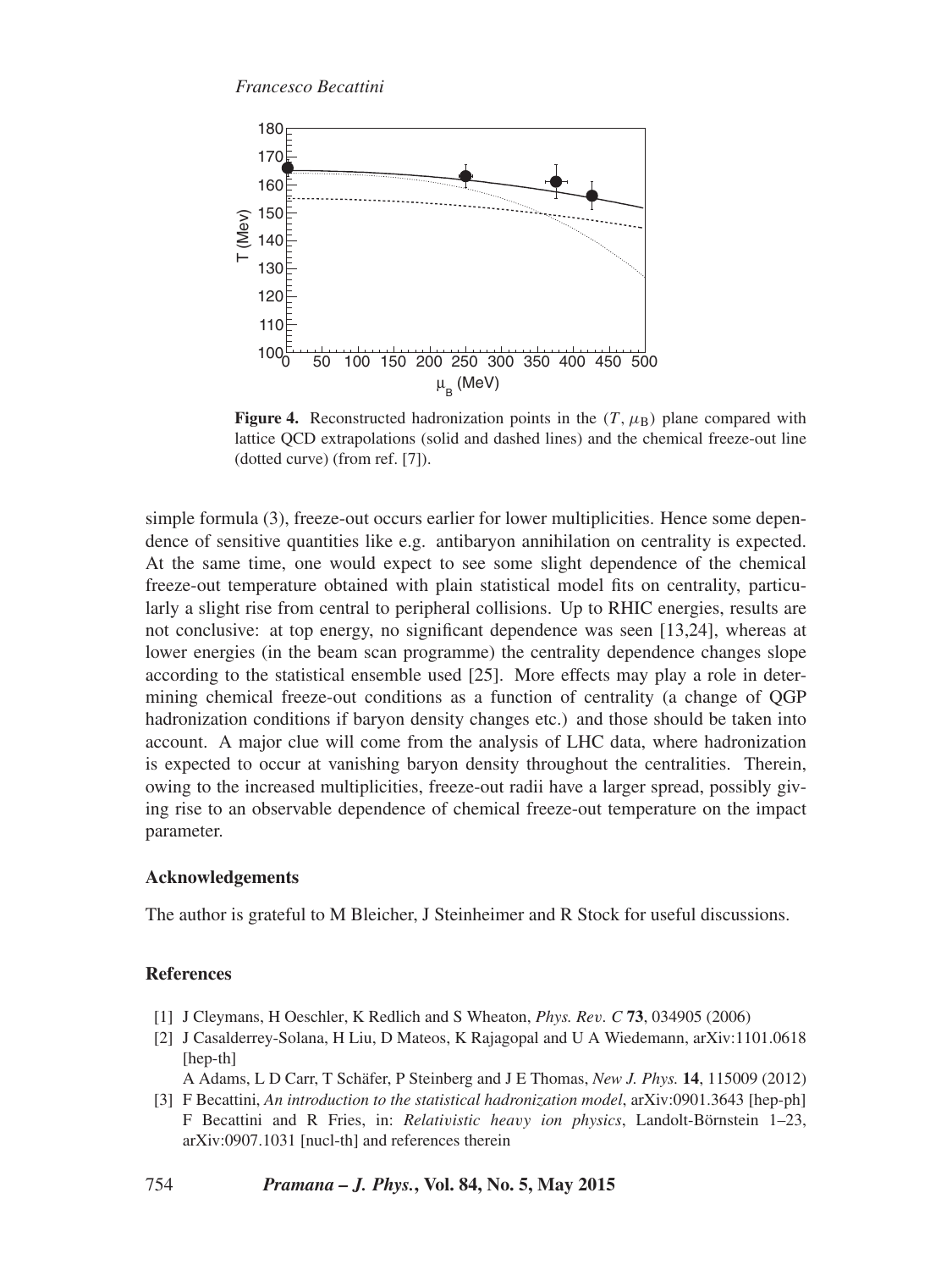**Figure 4.** Reconstructed hadronization points in the $(T, \mu_B)$ plane compared with lattice QCD extrapolations (solid and dashed lines) and the chemical freeze-out line (dotted curve) (from ref. [7]).

simple formula (3), freeze-out occurs earlier for lower multiplicities. Hence some dependence of sensitive quantities like e.g. antibaryon annihilation on centrality is expected. At the same time, one would expect to see some slight dependence of the chemical freeze-out temperature obtained with plain statistical model fits on centrality, particularly a slight rise from central to peripheral collisions. Up to RHIC energies, results are not conclusive: at top energy, no significant dependence was seen [13,24], whereas at lower energies (in the beam scan programme) the centrality dependence changes slope according to the statistical ensemble used [25]. More effects may play a role in determining chemical freeze-out conditions as a function of centrality (a change of QGP hadronization conditions if baryon density changes etc.) and those should be taken into account. A major clue will come from the analysis of LHC data, where hadronization is expected to occur at vanishing baryon density throughout the centralities. Therein, owing to the increased multiplicities, freeze-out radii have a larger spread, possibly giving rise to an observable dependence of chemical freeze-out temperature on the impact parameter.

### Acknowledgements

The author is grateful to M Bleicher, J Steinheimer and R Stock for useful discussions.

### References

[1] J Cleymans, H Oeschler, K Redlich and S Wheaton, *Phys. Rev. C* **73**, 034905 (2006)

[2] J Casalderrey-Solana, H Liu, D Mateos, K Rajagopal and U A Wiedemann, arXiv:1101.0618 [hep-th]
A Adams, L D Carr, T Schäfer, P Steinberg and J E Thomas, *New J. Phys.* **14**, 115009 (2012)

[3] F Becattini, *An introduction to the statistical hadronization model*, arXiv:0901.3643 [hep-ph]
F Becattini and R Fries, in: *Relativistic heavy ion physics*, Landolt-Börnstein 1–23, arXiv:0907.1031 [nucl-th] and references therein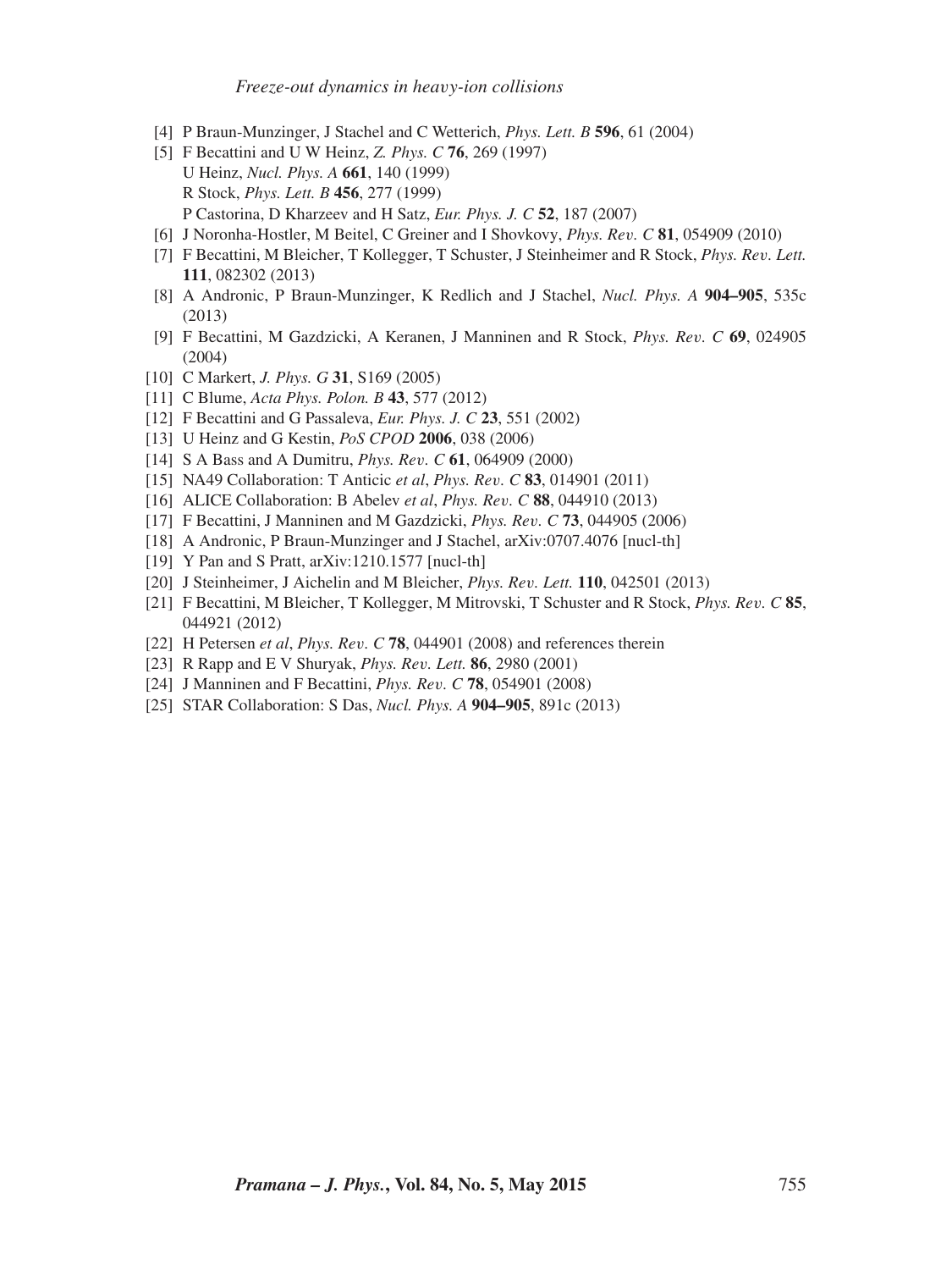[4] P Braun-Munzinger, J Stachel and C Wetterich, *Phys. Lett. B* **596**, 61 (2004)

[5] F Becattini and U W Heinz, *Z. Phys. C* **76**, 269 (1997)
U Heinz, *Nucl. Phys. A* **661**, 140 (1999)
R Stock, *Phys. Lett. B* **456**, 277 (1999)
P Castorina, D Kharzeev and H Satz, *Eur. Phys. J. C* **52**, 187 (2007)

[6] J Noronha-Hostler, M Beitel, C Greiner and I Shovkovy, *Phys. Rev. C* **81**, 054909 (2010)

[7] F Becattini, M Bleicher, T Kollegger, T Schuster, J Steinheimer and R Stock, *Phys. Rev. Lett.* **111**, 082302 (2013)

[8] A Andronic, P Braun-Munzinger, K Redlich and J Stachel, *Nucl. Phys. A* **904–905**, 535c (2013)

[9] F Becattini, M Gazdzicki, A Keranen, J Manninen and R Stock, *Phys. Rev. C* **69**, 024905 (2004)

[10] C Markert, *J. Phys. G* **31**, S169 (2005)

[11] C Blume, *Acta Phys. Polon. B* **43**, 577 (2012)

[12] F Becattini and G Passaleva, *Eur. Phys. J. C* **23**, 551 (2002)

[13] U Heinz and G Kestin, *PoS CPOD* **2006**, 038 (2006)

[14] S A Bass and A Dumitru, *Phys. Rev. C* **61**, 064909 (2000)

[15] NA49 Collaboration: T Anticic *et al*, *Phys. Rev. C* **83**, 014901 (2011)

[16] ALICE Collaboration: B Abelev *et al*, *Phys. Rev. C* **88**, 044910 (2013)

[17] F Becattini, J Manninen and M Gazdzicki, *Phys. Rev. C* **73**, 044905 (2006)

[18] A Andronic, P Braun-Munzinger and J Stachel, arXiv:0707.4076 [nucl-th]

[19] Y Pan and S Pratt, arXiv:1210.1577 [nucl-th]

[20] J Steinheimer, J Aichelin and M Bleicher, *Phys. Rev. Lett.* **110**, 042501 (2013)

[21] F Becattini, M Bleicher, T Kollegger, M Mitrovski, T Schuster and R Stock, *Phys. Rev. C* **85**, 044921 (2012)

[22] H Petersen *et al*, *Phys. Rev. C* **78**, 044901 (2008) and references therein

[23] R Rapp and E V Shuryak, *Phys. Rev. Lett.* **86**, 2980 (2001)

[24] J Manninen and F Becattini, *Phys. Rev. C* **78**, 054901 (2008)

[25] STAR Collaboration: S Das, *Nucl. Phys. A* **904–905**, 891c (2013)